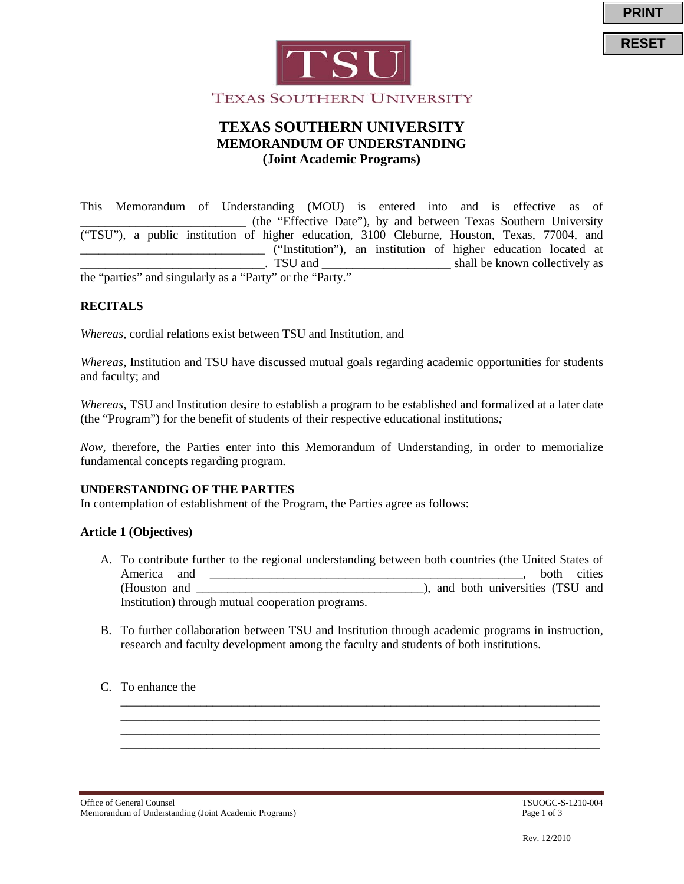PRINT

RESET

TSU

TEXAS SOUTHERN UNIVERSITY

# TEXAS SOUTHERN UNIVERSITY
## MEMORANDUM OF UNDERSTANDING
## (Joint Academic Programs)

This Memorandum of Understanding (MOU) is entered into and is effective as of __________________________ (the "Effective Date"), by and between Texas Southern University ("TSU"), a public institution of higher education, 3100 Cleburne, Houston, Texas, 77004, and ______________________________ ("Institution"), an institution of higher education located at ______________________________. TSU and ____________________ shall be known collectively as the "parties" and singularly as a "Party" or the "Party."

**RECITALS**

*Whereas,* cordial relations exist between TSU and Institution, and

*Whereas,* Institution and TSU have discussed mutual goals regarding academic opportunities for students and faculty; and

*Whereas,* TSU and Institution desire to establish a program to be established and formalized at a later date (the "Program") for the benefit of students of their respective educational institutions*;*

*Now,* therefore, the Parties enter into this Memorandum of Understanding, in order to memorialize fundamental concepts regarding program.

**UNDERSTANDING OF THE PARTIES**
In contemplation of establishment of the Program, the Parties agree as follows:

**Article 1 (Objectives)**

A. To contribute further to the regional understanding between both countries (the United States of America and __________________________________________________, both cities (Houston and ____________________________________), and both universities (TSU and Institution) through mutual cooperation programs.

B. To further collaboration between TSU and Institution through academic programs in instruction, research and faculty development among the faculty and students of both institutions.

C. To enhance the
__________________________________________________________________________
__________________________________________________________________________
__________________________________________________________________________
__________________________________________________________________________

Office of General Counsel
Memorandum of Understanding (Joint Academic Programs)

TSUOGC-S-1210-004

Rev. 12/2010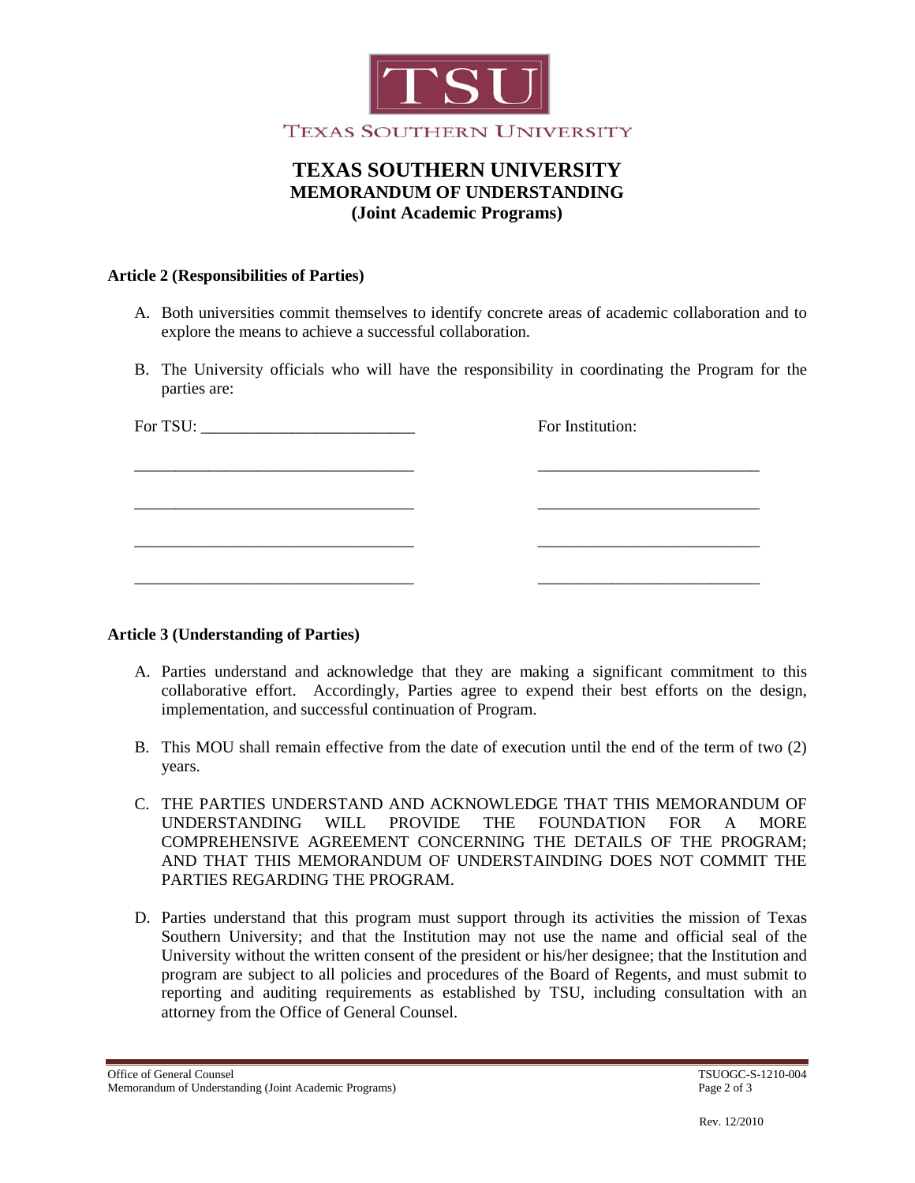TSU

TEXAS SOUTHERN UNIVERSITY

# TEXAS SOUTHERN UNIVERSITY
## MEMORANDUM OF UNDERSTANDING
## (Joint Academic Programs)

**Article 2 (Responsibilities of Parties)**

A. Both universities commit themselves to identify concrete areas of academic collaboration and to explore the means to achieve a successful collaboration.

B. The University officials who will have the responsibility in coordinating the Program for the parties are:

| For TSU: __________________________ | For Institution: |
|---|---|
| __________________________________ | ___________________________ |
| __________________________________ | ___________________________ |
| __________________________________ | ___________________________ |
| __________________________________ | ___________________________ |

**Article 3 (Understanding of Parties)**

A. Parties understand and acknowledge that they are making a significant commitment to this collaborative effort. Accordingly, Parties agree to expend their best efforts on the design, implementation, and successful continuation of Program.

B. This MOU shall remain effective from the date of execution until the end of the term of two (2) years.

C. THE PARTIES UNDERSTAND AND ACKNOWLEDGE THAT THIS MEMORANDUM OF UNDERSTANDING WILL PROVIDE THE FOUNDATION FOR A MORE COMPREHENSIVE AGREEMENT CONCERNING THE DETAILS OF THE PROGRAM; AND THAT THIS MEMORANDUM OF UNDERSTAINDING DOES NOT COMMIT THE PARTIES REGARDING THE PROGRAM.

D. Parties understand that this program must support through its activities the mission of Texas Southern University; and that the Institution may not use the name and official seal of the University without the written consent of the president or his/her designee; that the Institution and program are subject to all policies and procedures of the Board of Regents, and must submit to reporting and auditing requirements as established by TSU, including consultation with an attorney from the Office of General Counsel.

Office of General Counsel
Memorandum of Understanding (Joint Academic Programs)

TSUOGC-S-1210-004

Rev. 12/2010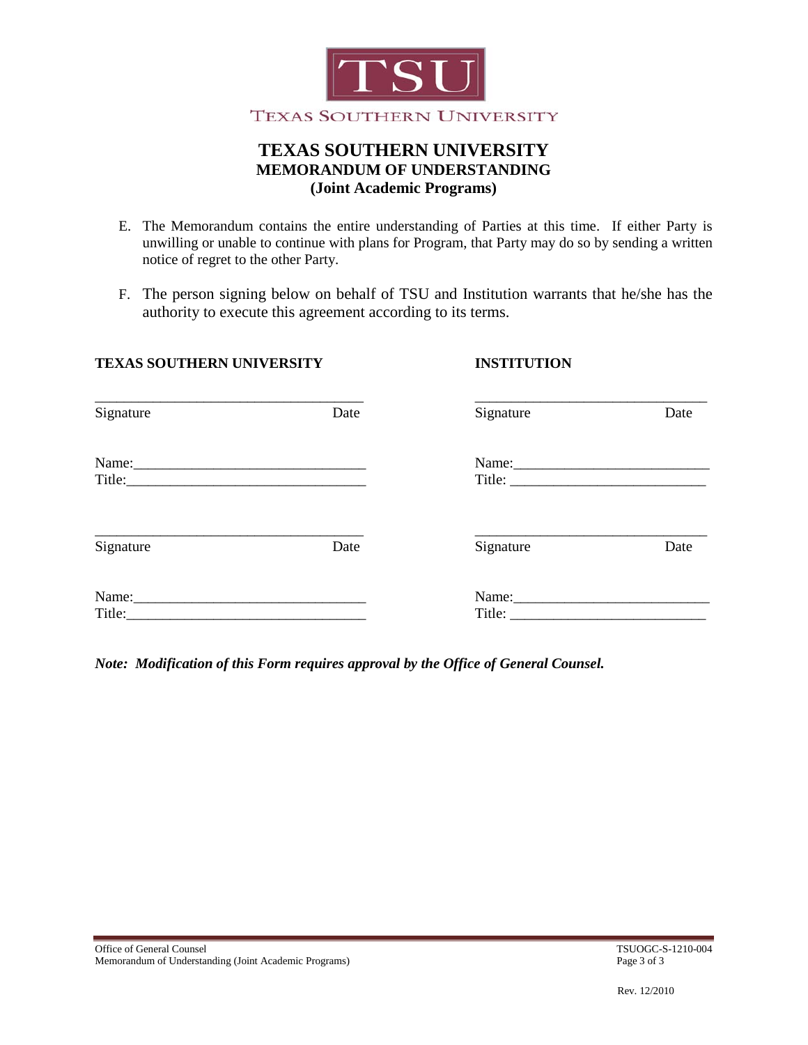# TEXAS SOUTHERN UNIVERSITY
## MEMORANDUM OF UNDERSTANDING
## (Joint Academic Programs)

E. The Memorandum contains the entire understanding of Parties at this time. If either Party is unwilling or unable to continue with plans for Program, that Party may do so by sending a written notice of regret to the other Party.

F. The person signing below on behalf of TSU and Institution warrants that he/she has the authority to execute this agreement according to its terms.

| **TEXAS SOUTHERN UNIVERSITY** | | **INSTITUTION** | |
|---|---|---|---|
| ____________________________ | | ____________________________ | |
| Signature | Date | Signature | Date |
| Name:________________________ | | Name:________________________ | |
| Title:________________________ | | Title: ________________________ | |
| ____________________________ | | ____________________________ | |
| Signature | Date | Signature | Date |
| Name:________________________ | | Name:________________________ | |
| Title:________________________ | | Title: ________________________ | |

***Note: Modification of this Form requires approval by the Office of General Counsel.***

Office of General Counsel
Memorandum of Understanding (Joint Academic Programs)

TSUOGC-S-1210-004

Rev. 12/2010